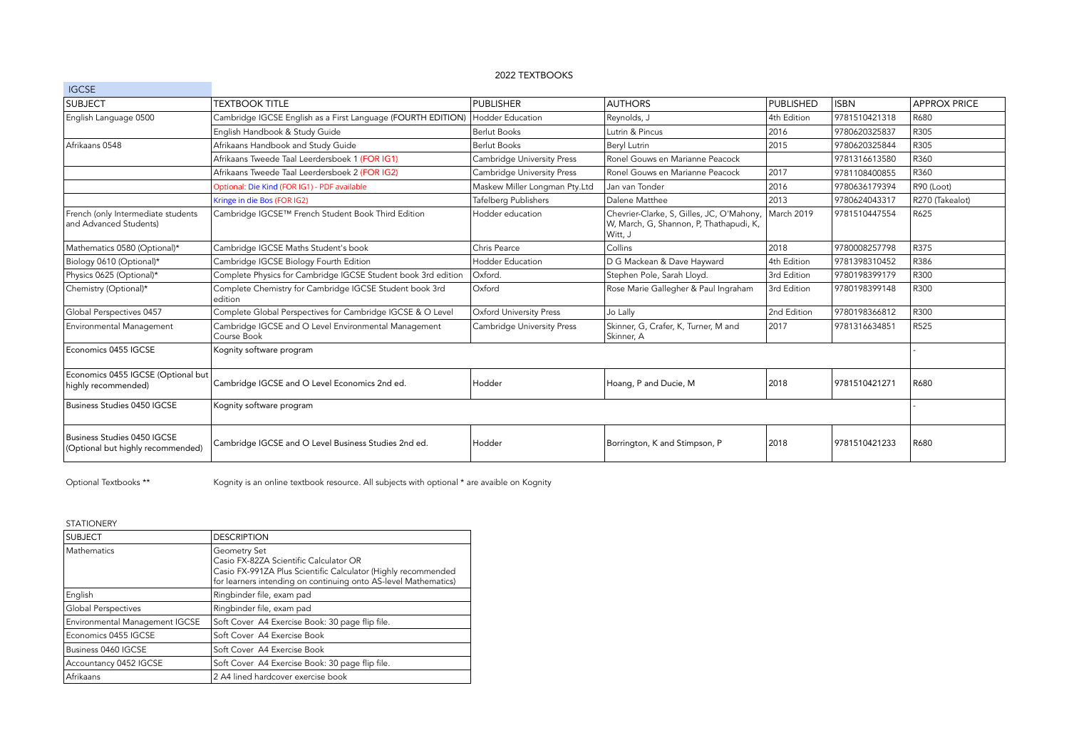# 2022 TEXTBOOKS

## IGCSE

| SUBJECT | TEXTBOOK TITLE | PUBLISHER | AUTHORS | PUBLISHED | ISBN | APPROX PRICE |
|---|---|---|---|---|---|---|
| English Language 0500 | Cambridge IGCSE English as a First Language (FOURTH EDITION) | Hodder Education | Reynolds, J | 4th Edition | 9781510421318 | R680 |
| | English Handbook & Study Guide | Berlut Books | Lutrin & Pincus | 2016 | 9780620325837 | R305 |
| Afrikaans 0548 | Afrikaans Handbook and Study Guide | Berlut Books | Beryl Lutrin | 2015 | 9780620325844 | R305 |
| | Afrikaans Tweede Taal Leerdersboek 1 (FOR IG1) | Cambridge University Press | Ronel Gouws en Marianne Peacock | | 9781316613580 | R360 |
| | Afrikaans Tweede Taal Leerdersboek 2 (FOR IG2) | Cambridge University Press | Ronel Gouws en Marianne Peacock | 2017 | 9781108400855 | R360 |
| | Optional: Die Kind (FOR IG1) - PDF available | Maskew Miller Longman Pty.Ltd | Jan van Tonder | 2016 | 9780636179394 | R90 (Loot) |
| | Kringe in die Bos (FOR IG2) | Tafelberg Publishers | Dalene Matthee | 2013 | 9780624043317 | R270 (Takealot) |
| French (only Intermediate students and Advanced Students) | Cambridge IGCSE™ French Student Book Third Edition | Hodder education | Chevrier-Clarke, S, Gilles, JC, O'Mahony, W, March, G, Shannon, P, Thathapudi, K, Witt, J | March 2019 | 9781510447554 | R625 |
| Mathematics 0580 (Optional)* | Cambridge IGCSE Maths Student's book | Chris Pearce | Collins | 2018 | 9780008257798 | R375 |
| Biology 0610 (Optional)* | Cambridge IGCSE Biology Fourth Edition | Hodder Education | D G Mackean & Dave Hayward | 4th Edition | 9781398310452 | R386 |
| Physics 0625 (Optional)* | Complete Physics for Cambridge IGCSE Student book 3rd edition | Oxford. | Stephen Pole, Sarah Lloyd. | 3rd Edition | 9780198399179 | R300 |
| Chemistry (Optional)* | Complete Chemistry for Cambridge IGCSE Student book 3rd edition | Oxford | Rose Marie Gallegher & Paul Ingraham | 3rd Edition | 9780198399148 | R300 |
| Global Perspectives 0457 | Complete Global Perspectives for Cambridge IGCSE & O Level | Oxford University Press | Jo Lally | 2nd Edition | 9780198366812 | R300 |
| Environmental Management | Cambridge IGCSE and O Level Environmental Management Course Book | Cambridge University Press | Skinner, G, Crafer, K, Turner, M and Skinner, A | 2017 | 9781316634851 | R525 |
| Economics 0455 IGCSE | Kognity software program | | | | | - |
| Economics 0455 IGCSE (Optional but highly recommended) | Cambridge IGCSE and O Level Economics 2nd ed. | Hodder | Hoang, P and Ducie, M | 2018 | 9781510421271 | R680 |
| Business Studies 0450 IGCSE | Kognity software program | | | | | - |
| Business Studies 0450 IGCSE (Optional but highly recommended) | Cambridge IGCSE and O Level Business Studies 2nd ed. | Hodder | Borrington, K and Stimpson, P | 2018 | 9781510421233 | R680 |

Optional Textbooks ** Kognity is an online textbook resource. All subjects with optional * are avaible on Kognity

## STATIONERY

| SUBJECT | DESCRIPTION |
|---|---|
| Mathematics | Geometry Set<br>Casio FX-82ZA Scientific Calculator OR<br>Casio FX-991ZA Plus Scientific Calculator (Highly recommended for learners intending on continuing onto AS-level Mathematics) |
| English | Ringbinder file, exam pad |
| Global Perspectives | Ringbinder file, exam pad |
| Environmental Management IGCSE | Soft Cover A4 Exercise Book: 30 page flip file. |
| Economics 0455 IGCSE | Soft Cover A4 Exercise Book |
| Business 0460 IGCSE | Soft Cover A4 Exercise Book |
| Accountancy 0452 IGCSE | Soft Cover A4 Exercise Book: 30 page flip file. |
| Afrikaans | 2 A4 lined hardcover exercise book |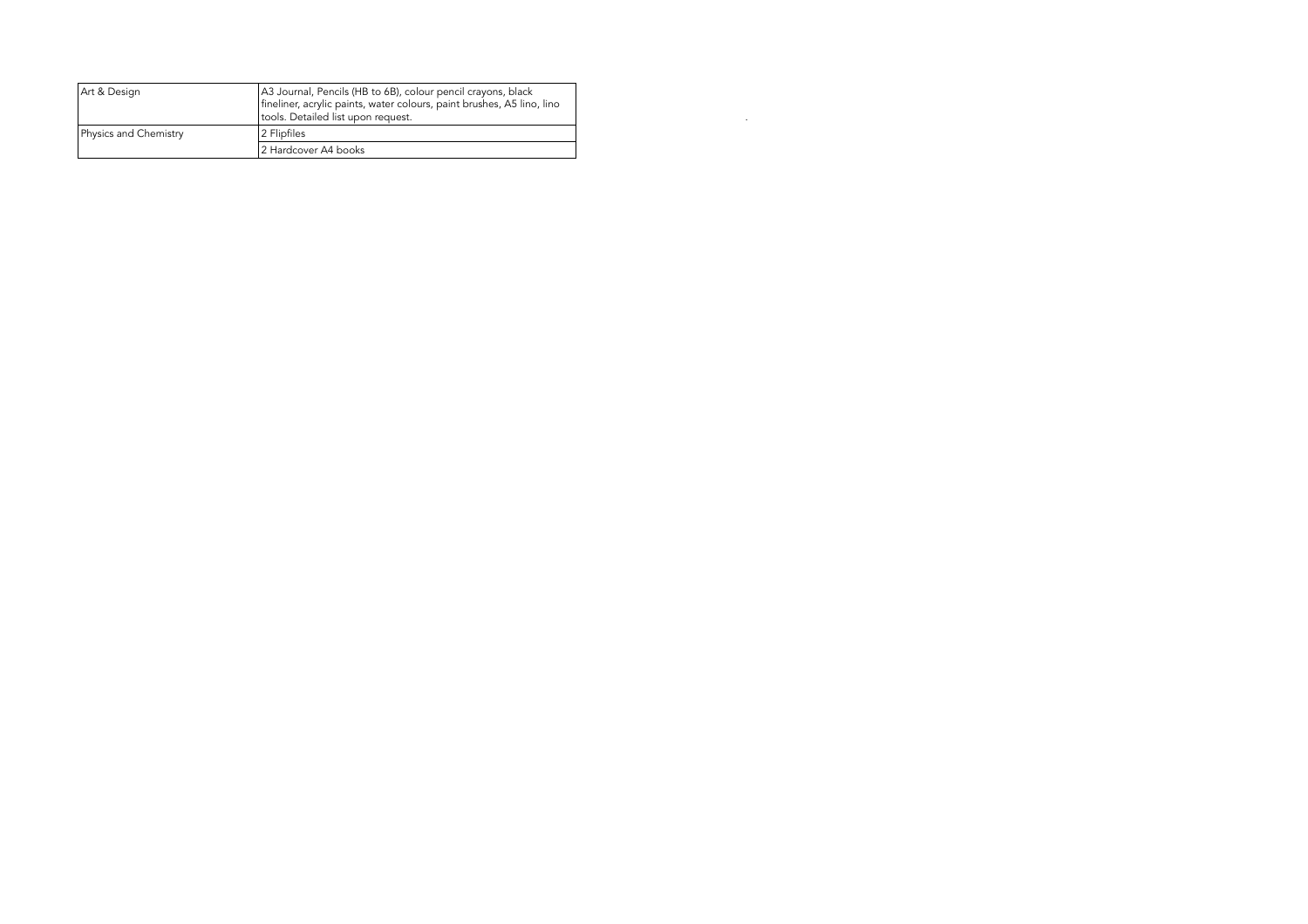| | |
|---|---|
| Art & Design | A3 Journal, Pencils (HB to 6B), colour pencil crayons, black fineliner, acrylic paints, water colours, paint brushes, A5 lino, lino tools. Detailed list upon request. |
| Physics and Chemistry | 2 Flipfiles |
| | 2 Hardcover A4 books |